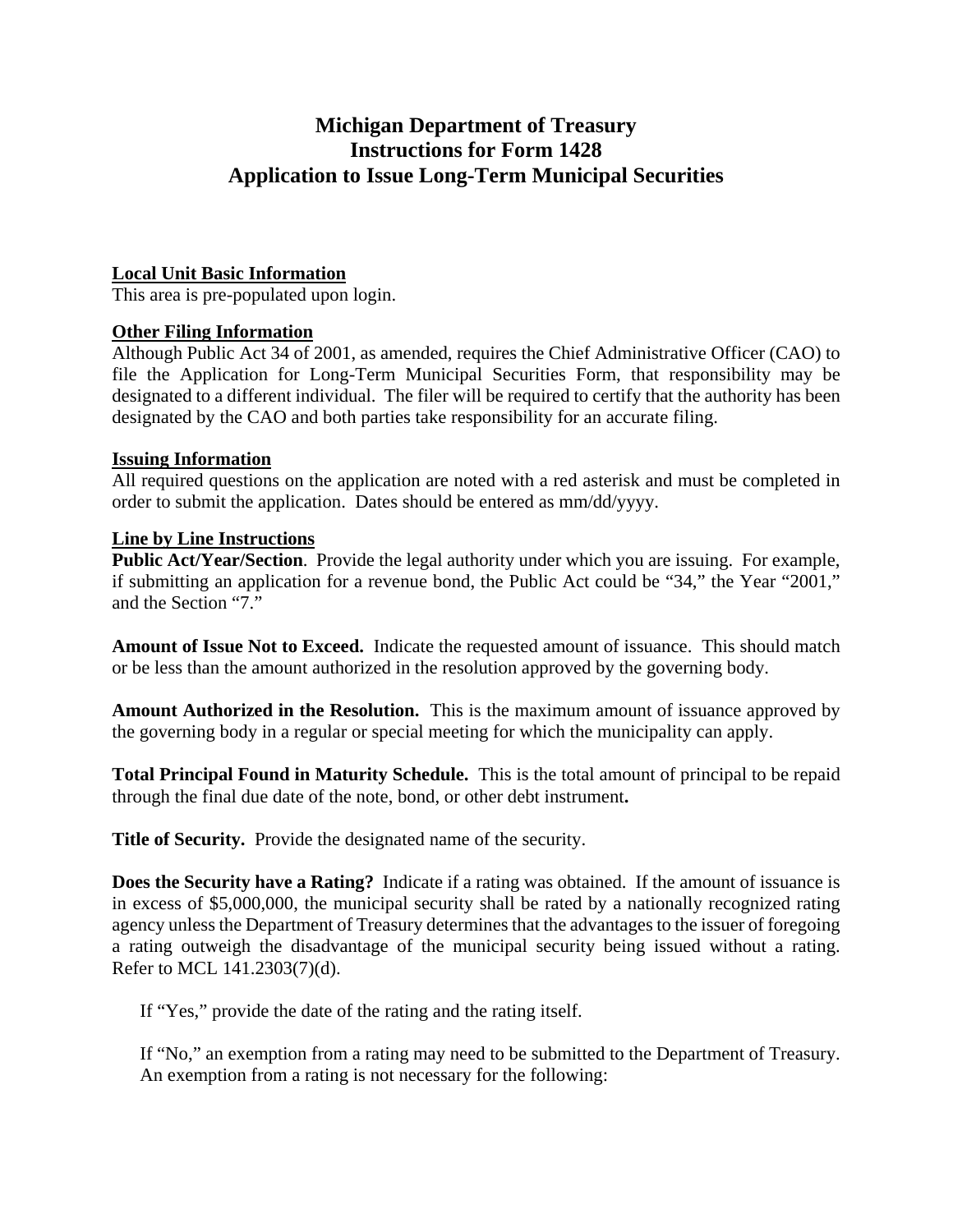# Michigan Department of Treasury
# Instructions for Form 1428
# Application to Issue Long-Term Municipal Securities

**Local Unit Basic Information**

This area is pre-populated upon login.

**Other Filing Information**

Although Public Act 34 of 2001, as amended, requires the Chief Administrative Officer (CAO) to file the Application for Long-Term Municipal Securities Form, that responsibility may be designated to a different individual. The filer will be required to certify that the authority has been designated by the CAO and both parties take responsibility for an accurate filing.

**Issuing Information**

All required questions on the application are noted with a red asterisk and must be completed in order to submit the application. Dates should be entered as mm/dd/yyyy.

**Line by Line Instructions**

**Public Act/Year/Section**. Provide the legal authority under which you are issuing. For example, if submitting an application for a revenue bond, the Public Act could be "34," the Year "2001," and the Section "7."

**Amount of Issue Not to Exceed.** Indicate the requested amount of issuance. This should match or be less than the amount authorized in the resolution approved by the governing body.

**Amount Authorized in the Resolution.** This is the maximum amount of issuance approved by the governing body in a regular or special meeting for which the municipality can apply.

**Total Principal Found in Maturity Schedule.** This is the total amount of principal to be repaid through the final due date of the note, bond, or other debt instrument**.**

**Title of Security.** Provide the designated name of the security.

**Does the Security have a Rating?** Indicate if a rating was obtained. If the amount of issuance is in excess of $5,000,000, the municipal security shall be rated by a nationally recognized rating agency unless the Department of Treasury determines that the advantages to the issuer of foregoing a rating outweigh the disadvantage of the municipal security being issued without a rating. Refer to MCL 141.2303(7)(d).

If "Yes," provide the date of the rating and the rating itself.

If "No," an exemption from a rating may need to be submitted to the Department of Treasury. An exemption from a rating is not necessary for the following: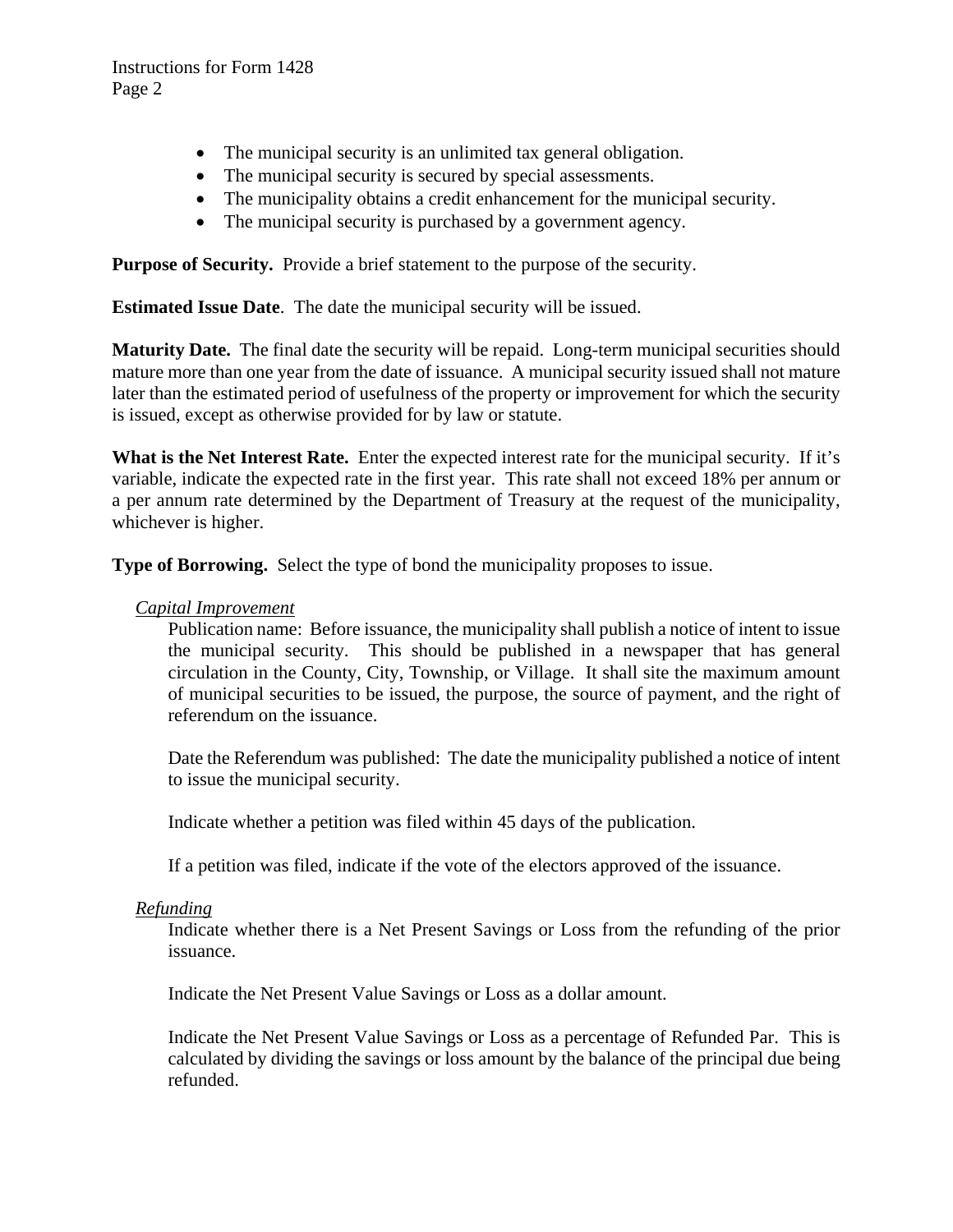- The municipal security is an unlimited tax general obligation.
- The municipal security is secured by special assessments.
- The municipality obtains a credit enhancement for the municipal security.
- The municipal security is purchased by a government agency.

**Purpose of Security.** Provide a brief statement to the purpose of the security.

**Estimated Issue Date**. The date the municipal security will be issued.

**Maturity Date.** The final date the security will be repaid. Long-term municipal securities should mature more than one year from the date of issuance. A municipal security issued shall not mature later than the estimated period of usefulness of the property or improvement for which the security is issued, except as otherwise provided for by law or statute.

**What is the Net Interest Rate.** Enter the expected interest rate for the municipal security. If it's variable, indicate the expected rate in the first year. This rate shall not exceed 18% per annum or a per annum rate determined by the Department of Treasury at the request of the municipality, whichever is higher.

**Type of Borrowing.** Select the type of bond the municipality proposes to issue.

*Capital Improvement*

Publication name: Before issuance, the municipality shall publish a notice of intent to issue the municipal security. This should be published in a newspaper that has general circulation in the County, City, Township, or Village. It shall site the maximum amount of municipal securities to be issued, the purpose, the source of payment, and the right of referendum on the issuance.

Date the Referendum was published: The date the municipality published a notice of intent to issue the municipal security.

Indicate whether a petition was filed within 45 days of the publication.

If a petition was filed, indicate if the vote of the electors approved of the issuance.

*Refunding*

Indicate whether there is a Net Present Savings or Loss from the refunding of the prior issuance.

Indicate the Net Present Value Savings or Loss as a dollar amount.

Indicate the Net Present Value Savings or Loss as a percentage of Refunded Par. This is calculated by dividing the savings or loss amount by the balance of the principal due being refunded.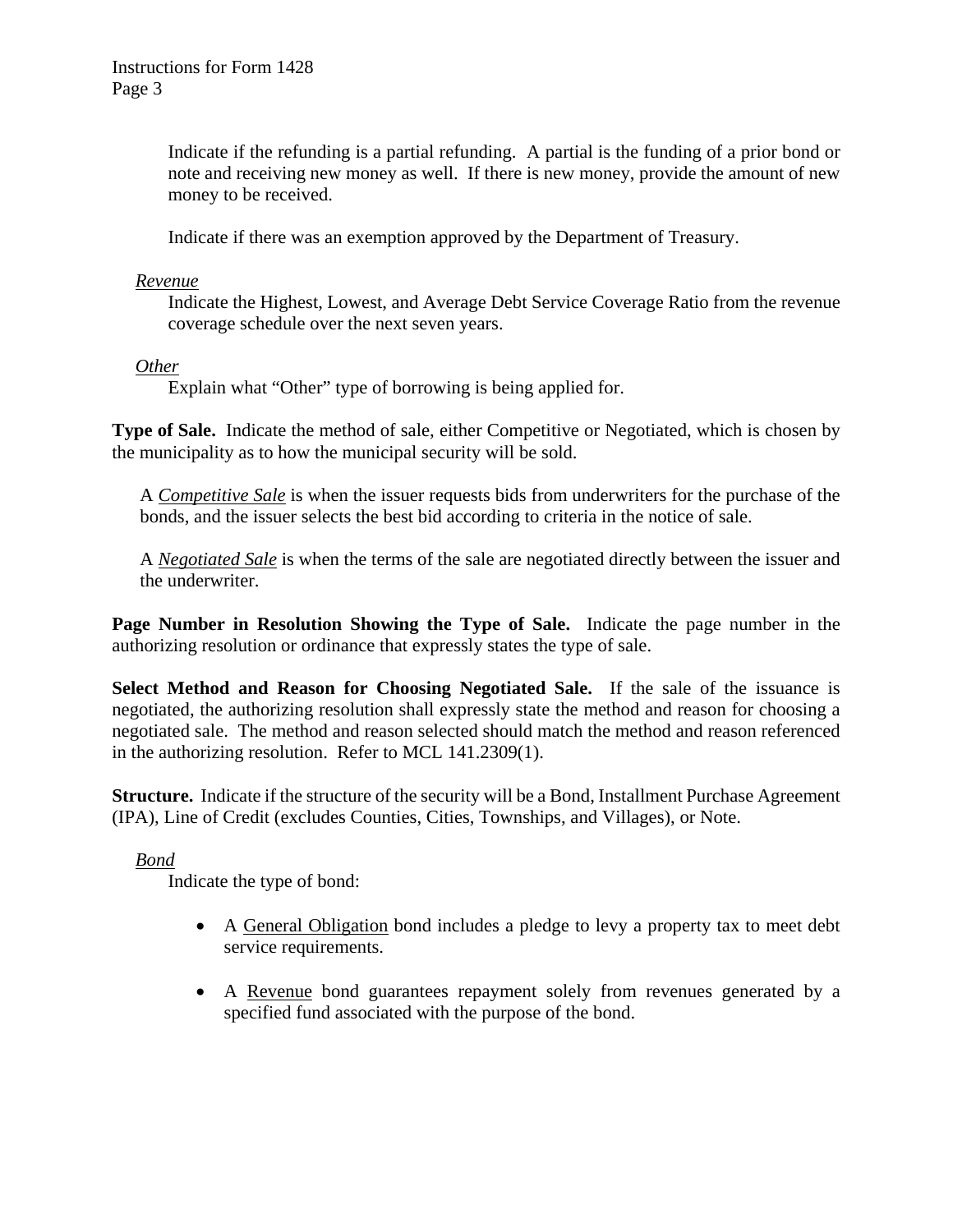Indicate if the refunding is a partial refunding. A partial is the funding of a prior bond or note and receiving new money as well. If there is new money, provide the amount of new money to be received.

Indicate if there was an exemption approved by the Department of Treasury.

*Revenue*

Indicate the Highest, Lowest, and Average Debt Service Coverage Ratio from the revenue coverage schedule over the next seven years.

*Other*

Explain what "Other" type of borrowing is being applied for.

**Type of Sale.** Indicate the method of sale, either Competitive or Negotiated, which is chosen by the municipality as to how the municipal security will be sold.

A *Competitive Sale* is when the issuer requests bids from underwriters for the purchase of the bonds, and the issuer selects the best bid according to criteria in the notice of sale.

A *Negotiated Sale* is when the terms of the sale are negotiated directly between the issuer and the underwriter.

**Page Number in Resolution Showing the Type of Sale.** Indicate the page number in the authorizing resolution or ordinance that expressly states the type of sale.

**Select Method and Reason for Choosing Negotiated Sale.** If the sale of the issuance is negotiated, the authorizing resolution shall expressly state the method and reason for choosing a negotiated sale. The method and reason selected should match the method and reason referenced in the authorizing resolution. Refer to MCL 141.2309(1).

**Structure.** Indicate if the structure of the security will be a Bond, Installment Purchase Agreement (IPA), Line of Credit (excludes Counties, Cities, Townships, and Villages), or Note.

*Bond*

Indicate the type of bond:

- A General Obligation bond includes a pledge to levy a property tax to meet debt service requirements.
- A Revenue bond guarantees repayment solely from revenues generated by a specified fund associated with the purpose of the bond.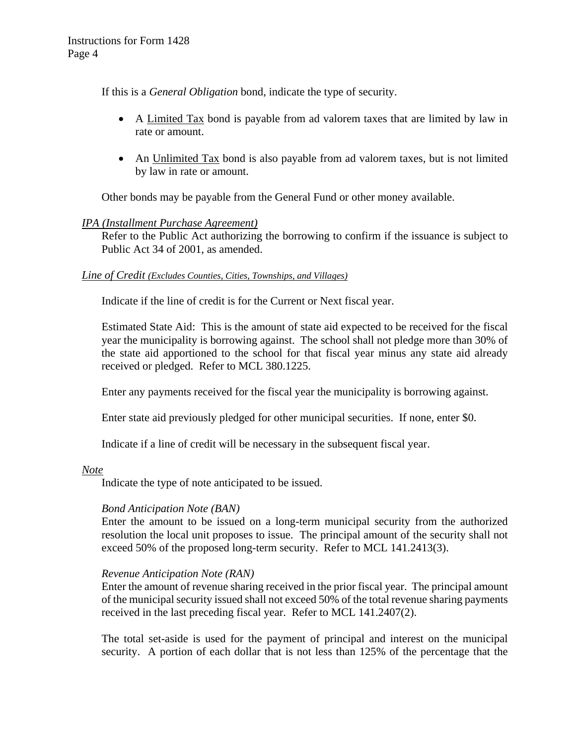If this is a *General Obligation* bond, indicate the type of security.

- A Limited Tax bond is payable from ad valorem taxes that are limited by law in rate or amount.
- An Unlimited Tax bond is also payable from ad valorem taxes, but is not limited by law in rate or amount.

Other bonds may be payable from the General Fund or other money available.

*IPA (Installment Purchase Agreement)*

Refer to the Public Act authorizing the borrowing to confirm if the issuance is subject to Public Act 34 of 2001, as amended.

*Line of Credit (Excludes Counties, Cities, Townships, and Villages)*

Indicate if the line of credit is for the Current or Next fiscal year.

Estimated State Aid: This is the amount of state aid expected to be received for the fiscal year the municipality is borrowing against. The school shall not pledge more than 30% of the state aid apportioned to the school for that fiscal year minus any state aid already received or pledged. Refer to MCL 380.1225.

Enter any payments received for the fiscal year the municipality is borrowing against.

Enter state aid previously pledged for other municipal securities. If none, enter $0.

Indicate if a line of credit will be necessary in the subsequent fiscal year.

*Note*

Indicate the type of note anticipated to be issued.

*Bond Anticipation Note (BAN)*

Enter the amount to be issued on a long-term municipal security from the authorized resolution the local unit proposes to issue. The principal amount of the security shall not exceed 50% of the proposed long-term security. Refer to MCL 141.2413(3).

*Revenue Anticipation Note (RAN)*

Enter the amount of revenue sharing received in the prior fiscal year. The principal amount of the municipal security issued shall not exceed 50% of the total revenue sharing payments received in the last preceding fiscal year. Refer to MCL 141.2407(2).

The total set-aside is used for the payment of principal and interest on the municipal security. A portion of each dollar that is not less than 125% of the percentage that the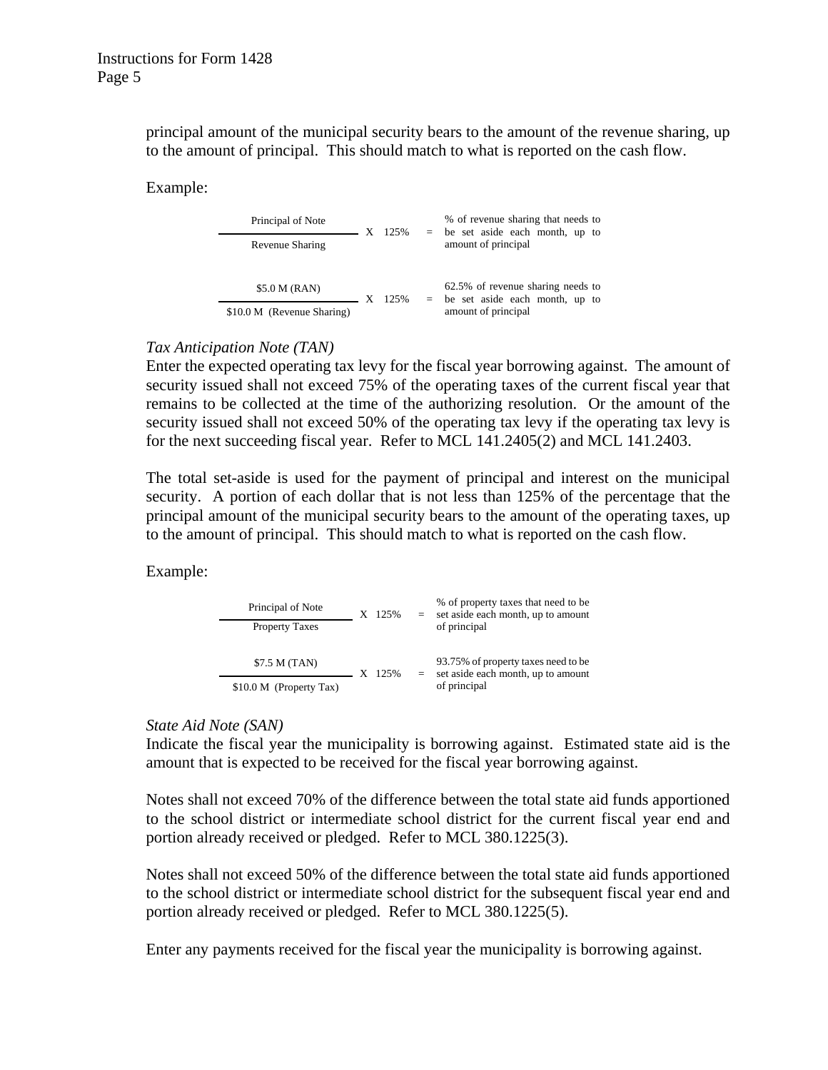principal amount of the municipal security bears to the amount of the revenue sharing, up to the amount of principal. This should match to what is reported on the cash flow.

Example:

$$\frac{\text{Principal of Note}}{\text{Revenue Sharing}} \times 125\% = \text{\% of revenue sharing that needs to be set aside each month, up to amount of principal}$$

$$\frac{\$5.0\text{ M (RAN)}}{\$10.0\text{ M (Revenue Sharing)}} \times 125\% = \text{62.5\% of revenue sharing needs to be set aside each month, up to amount of principal}$$

*Tax Anticipation Note (TAN)*

Enter the expected operating tax levy for the fiscal year borrowing against. The amount of security issued shall not exceed 75% of the operating taxes of the current fiscal year that remains to be collected at the time of the authorizing resolution. Or the amount of the security issued shall not exceed 50% of the operating tax levy if the operating tax levy is for the next succeeding fiscal year. Refer to MCL 141.2405(2) and MCL 141.2403.

The total set-aside is used for the payment of principal and interest on the municipal security. A portion of each dollar that is not less than 125% of the percentage that the principal amount of the municipal security bears to the amount of the operating taxes, up to the amount of principal. This should match to what is reported on the cash flow.

Example:

$$\frac{\text{Principal of Note}}{\text{Property Taxes}} \times 125\% = \text{\% of property taxes that need to be set aside each month, up to amount of principal}$$

$$\frac{\$7.5\text{ M (TAN)}}{\$10.0\text{ M (Property Tax)}} \times 125\% = \text{93.75\% of property taxes need to be set aside each month, up to amount of principal}$$

*State Aid Note (SAN)*

Indicate the fiscal year the municipality is borrowing against. Estimated state aid is the amount that is expected to be received for the fiscal year borrowing against.

Notes shall not exceed 70% of the difference between the total state aid funds apportioned to the school district or intermediate school district for the current fiscal year end and portion already received or pledged. Refer to MCL 380.1225(3).

Notes shall not exceed 50% of the difference between the total state aid funds apportioned to the school district or intermediate school district for the subsequent fiscal year end and portion already received or pledged. Refer to MCL 380.1225(5).

Enter any payments received for the fiscal year the municipality is borrowing against.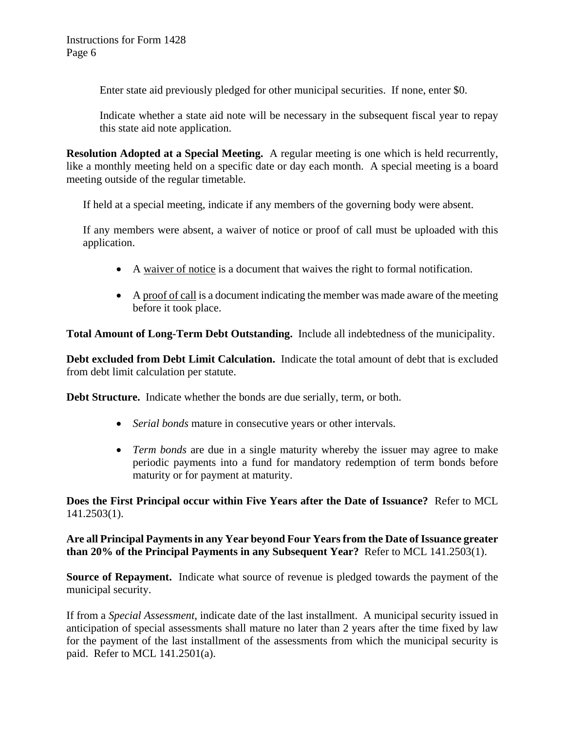Enter state aid previously pledged for other municipal securities. If none, enter $0.

Indicate whether a state aid note will be necessary in the subsequent fiscal year to repay this state aid note application.

**Resolution Adopted at a Special Meeting.** A regular meeting is one which is held recurrently, like a monthly meeting held on a specific date or day each month. A special meeting is a board meeting outside of the regular timetable.

If held at a special meeting, indicate if any members of the governing body were absent.

If any members were absent, a waiver of notice or proof of call must be uploaded with this application.

- A <u>waiver of notice</u> is a document that waives the right to formal notification.
- A <u>proof of call</u> is a document indicating the member was made aware of the meeting before it took place.

**Total Amount of Long-Term Debt Outstanding.** Include all indebtedness of the municipality.

**Debt excluded from Debt Limit Calculation.** Indicate the total amount of debt that is excluded from debt limit calculation per statute.

**Debt Structure.** Indicate whether the bonds are due serially, term, or both.

- *Serial bonds* mature in consecutive years or other intervals.
- *Term bonds* are due in a single maturity whereby the issuer may agree to make periodic payments into a fund for mandatory redemption of term bonds before maturity or for payment at maturity.

**Does the First Principal occur within Five Years after the Date of Issuance?** Refer to MCL 141.2503(1).

**Are all Principal Payments in any Year beyond Four Years from the Date of Issuance greater than 20% of the Principal Payments in any Subsequent Year?** Refer to MCL 141.2503(1).

**Source of Repayment.** Indicate what source of revenue is pledged towards the payment of the municipal security.

If from a *Special Assessment*, indicate date of the last installment. A municipal security issued in anticipation of special assessments shall mature no later than 2 years after the time fixed by law for the payment of the last installment of the assessments from which the municipal security is paid. Refer to MCL 141.2501(a).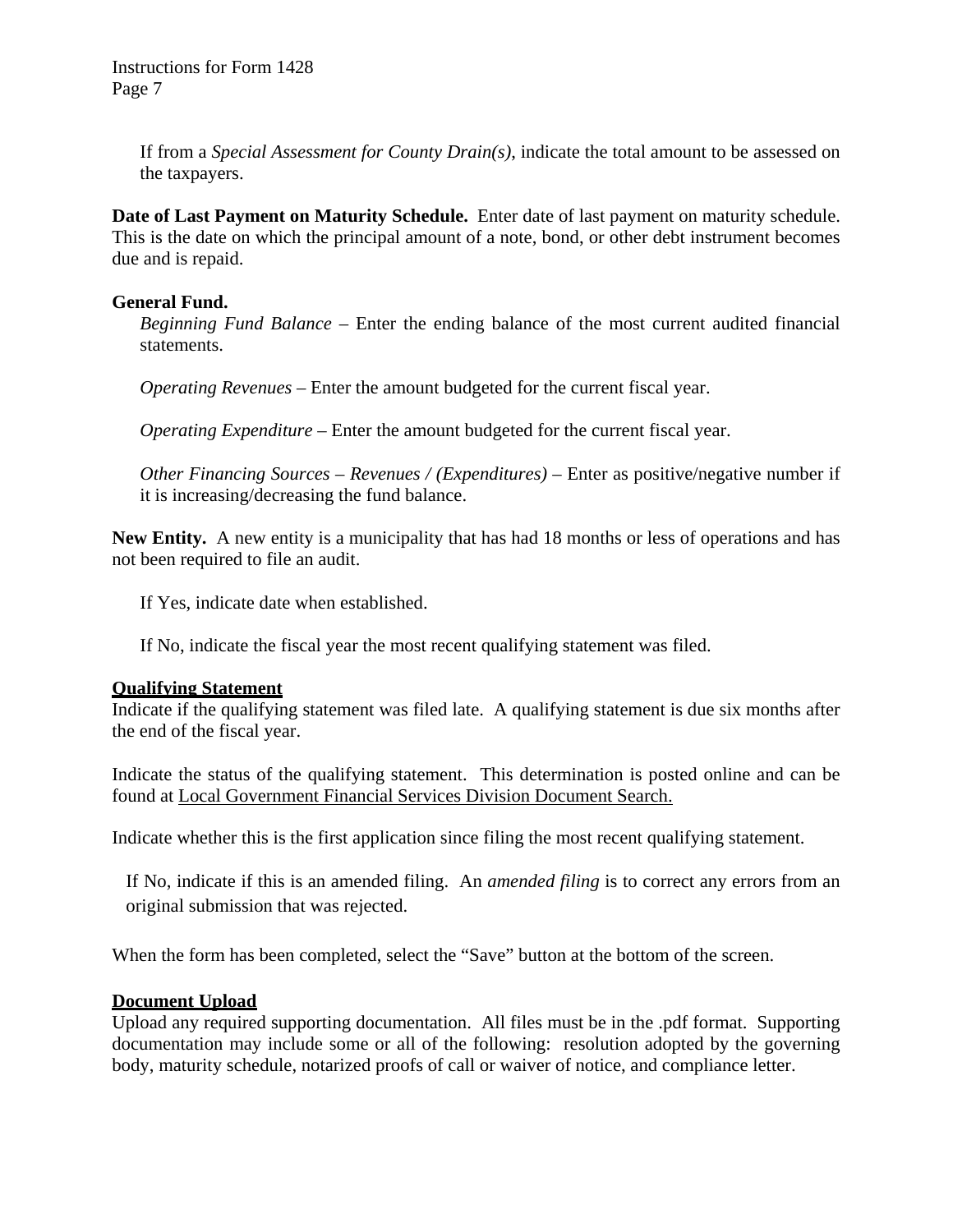If from a *Special Assessment for County Drain(s)*, indicate the total amount to be assessed on the taxpayers.

**Date of Last Payment on Maturity Schedule.** Enter date of last payment on maturity schedule. This is the date on which the principal amount of a note, bond, or other debt instrument becomes due and is repaid.

**General Fund.**

*Beginning Fund Balance* – Enter the ending balance of the most current audited financial statements.

*Operating Revenues* – Enter the amount budgeted for the current fiscal year.

*Operating Expenditure* – Enter the amount budgeted for the current fiscal year.

*Other Financing Sources – Revenues / (Expenditures)* – Enter as positive/negative number if it is increasing/decreasing the fund balance.

**New Entity.** A new entity is a municipality that has had 18 months or less of operations and has not been required to file an audit.

If Yes, indicate date when established.

If No, indicate the fiscal year the most recent qualifying statement was filed.

## Qualifying Statement

Indicate if the qualifying statement was filed late. A qualifying statement is due six months after the end of the fiscal year.

Indicate the status of the qualifying statement. This determination is posted online and can be found at Local Government Financial Services Division Document Search.

Indicate whether this is the first application since filing the most recent qualifying statement.

If No, indicate if this is an amended filing. An *amended filing* is to correct any errors from an original submission that was rejected.

When the form has been completed, select the "Save" button at the bottom of the screen.

## Document Upload

Upload any required supporting documentation. All files must be in the .pdf format. Supporting documentation may include some or all of the following: resolution adopted by the governing body, maturity schedule, notarized proofs of call or waiver of notice, and compliance letter.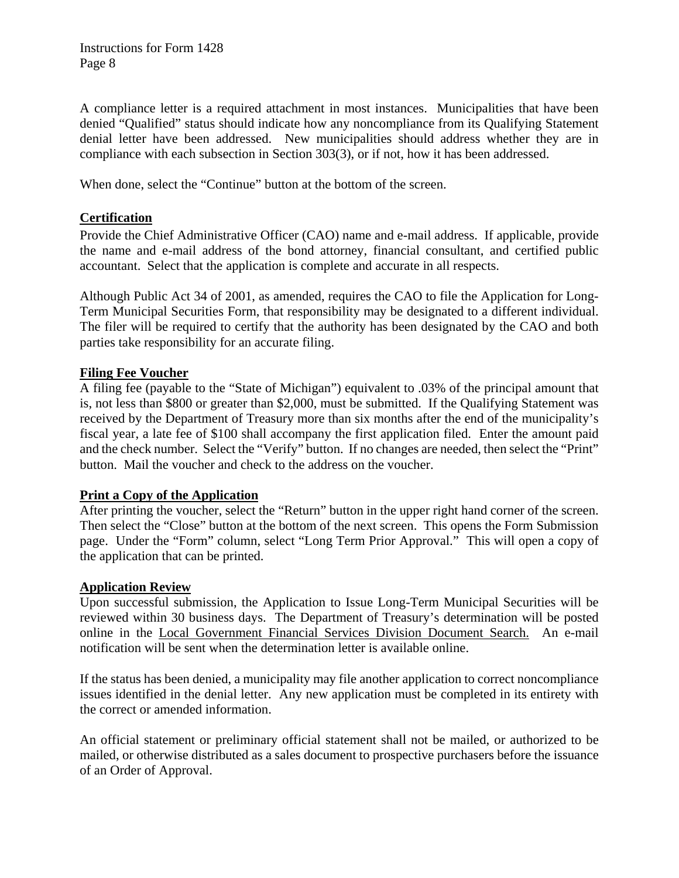A compliance letter is a required attachment in most instances. Municipalities that have been denied "Qualified" status should indicate how any noncompliance from its Qualifying Statement denial letter have been addressed. New municipalities should address whether they are in compliance with each subsection in Section 303(3), or if not, how it has been addressed.

When done, select the "Continue" button at the bottom of the screen.

## Certification

Provide the Chief Administrative Officer (CAO) name and e-mail address. If applicable, provide the name and e-mail address of the bond attorney, financial consultant, and certified public accountant. Select that the application is complete and accurate in all respects.

Although Public Act 34 of 2001, as amended, requires the CAO to file the Application for Long-Term Municipal Securities Form, that responsibility may be designated to a different individual. The filer will be required to certify that the authority has been designated by the CAO and both parties take responsibility for an accurate filing.

## Filing Fee Voucher

A filing fee (payable to the "State of Michigan") equivalent to .03% of the principal amount that is, not less than $800 or greater than $2,000, must be submitted. If the Qualifying Statement was received by the Department of Treasury more than six months after the end of the municipality's fiscal year, a late fee of $100 shall accompany the first application filed. Enter the amount paid and the check number. Select the "Verify" button. If no changes are needed, then select the "Print" button. Mail the voucher and check to the address on the voucher.

## Print a Copy of the Application

After printing the voucher, select the "Return" button in the upper right hand corner of the screen. Then select the "Close" button at the bottom of the next screen. This opens the Form Submission page. Under the "Form" column, select "Long Term Prior Approval." This will open a copy of the application that can be printed.

## Application Review

Upon successful submission, the Application to Issue Long-Term Municipal Securities will be reviewed within 30 business days. The Department of Treasury's determination will be posted online in the Local Government Financial Services Division Document Search. An e-mail notification will be sent when the determination letter is available online.

If the status has been denied, a municipality may file another application to correct noncompliance issues identified in the denial letter. Any new application must be completed in its entirety with the correct or amended information.

An official statement or preliminary official statement shall not be mailed, or authorized to be mailed, or otherwise distributed as a sales document to prospective purchasers before the issuance of an Order of Approval.